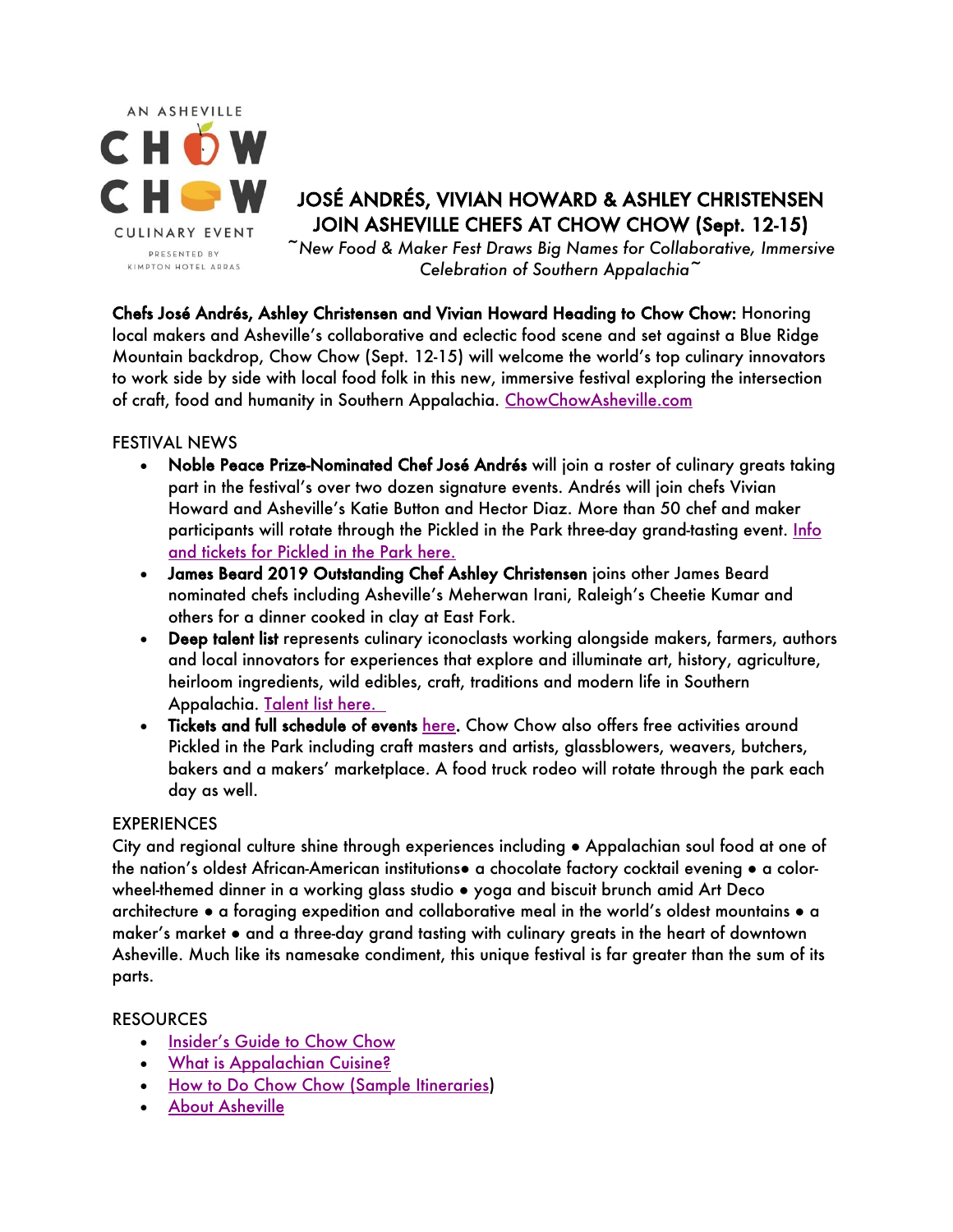AN ASHEVILLE CHOW CHOW CULINARY EVENT

PRESENTED BY KIMPTON HOTEL ARRAS

# JOSÉ ANDRÉS, VIVIAN HOWARD & ASHLEY CHRISTENSEN JOIN ASHEVILLE CHEFS AT CHOW CHOW (Sept. 12-15)

*~New Food & Maker Fest Draws Big Names for Collaborative, Immersive Celebration of Southern Appalachia~*

**Chefs José Andrés, Ashley Christensen and Vivian Howard Heading to Chow Chow:** Honoring local makers and Asheville's collaborative and eclectic food scene and set against a Blue Ridge Mountain backdrop, Chow Chow (Sept. 12-15) will welcome the world's top culinary innovators to work side by side with local food folk in this new, immersive festival exploring the intersection of craft, food and humanity in Southern Appalachia. ChowChowAsheville.com

FESTIVAL NEWS

- **Noble Peace Prize-Nominated Chef José Andrés** will join a roster of culinary greats taking part in the festival's over two dozen signature events. Andrés will join chefs Vivian Howard and Asheville's Katie Button and Hector Diaz. More than 50 chef and maker participants will rotate through the Pickled in the Park three-day grand-tasting event. Info and tickets for Pickled in the Park here.
- **James Beard 2019 Outstanding Chef Ashley Christensen** joins other James Beard nominated chefs including Asheville's Meherwan Irani, Raleigh's Cheetie Kumar and others for a dinner cooked in clay at East Fork.
- **Deep talent list** represents culinary iconoclasts working alongside makers, farmers, authors and local innovators for experiences that explore and illuminate art, history, agriculture, heirloom ingredients, wild edibles, craft, traditions and modern life in Southern Appalachia. Talent list here.
- **Tickets and full schedule of events** here. Chow Chow also offers free activities around Pickled in the Park including craft masters and artists, glassblowers, weavers, butchers, bakers and a makers' marketplace. A food truck rodeo will rotate through the park each day as well.

EXPERIENCES

City and regional culture shine through experiences including • Appalachian soul food at one of the nation's oldest African-American institutions• a chocolate factory cocktail evening • a color-wheel-themed dinner in a working glass studio • yoga and biscuit brunch amid Art Deco architecture • a foraging expedition and collaborative meal in the world's oldest mountains • a maker's market • and a three-day grand tasting with culinary greats in the heart of downtown Asheville. Much like its namesake condiment, this unique festival is far greater than the sum of its parts.

RESOURCES

- Insider's Guide to Chow Chow
- What is Appalachian Cuisine?
- How to Do Chow Chow (Sample Itineraries)
- About Asheville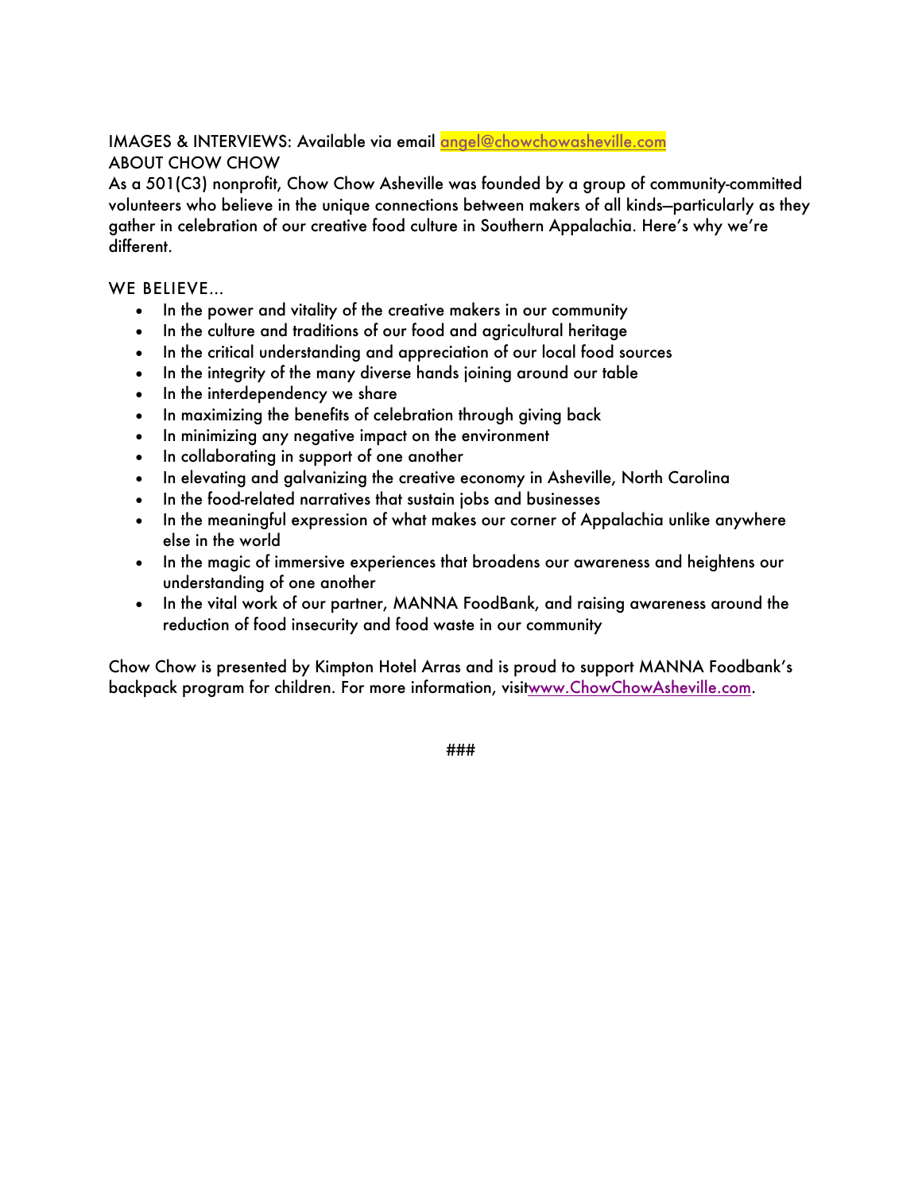IMAGES & INTERVIEWS: Available via email angel@chowchowasheville.com

ABOUT CHOW CHOW

As a 501(C3) nonprofit, Chow Chow Asheville was founded by a group of community-committed volunteers who believe in the unique connections between makers of all kinds—particularly as they gather in celebration of our creative food culture in Southern Appalachia. Here's why we're different.

WE BELIEVE...

- In the power and vitality of the creative makers in our community
- In the culture and traditions of our food and agricultural heritage
- In the critical understanding and appreciation of our local food sources
- In the integrity of the many diverse hands joining around our table
- In the interdependency we share
- In maximizing the benefits of celebration through giving back
- In minimizing any negative impact on the environment
- In collaborating in support of one another
- In elevating and galvanizing the creative economy in Asheville, North Carolina
- In the food-related narratives that sustain jobs and businesses
- In the meaningful expression of what makes our corner of Appalachia unlike anywhere else in the world
- In the magic of immersive experiences that broadens our awareness and heightens our understanding of one another
- In the vital work of our partner, MANNA FoodBank, and raising awareness around the reduction of food insecurity and food waste in our community

Chow Chow is presented by Kimpton Hotel Arras and is proud to support MANNA Foodbank's backpack program for children. For more information, visitwww.ChowChowAsheville.com.

###